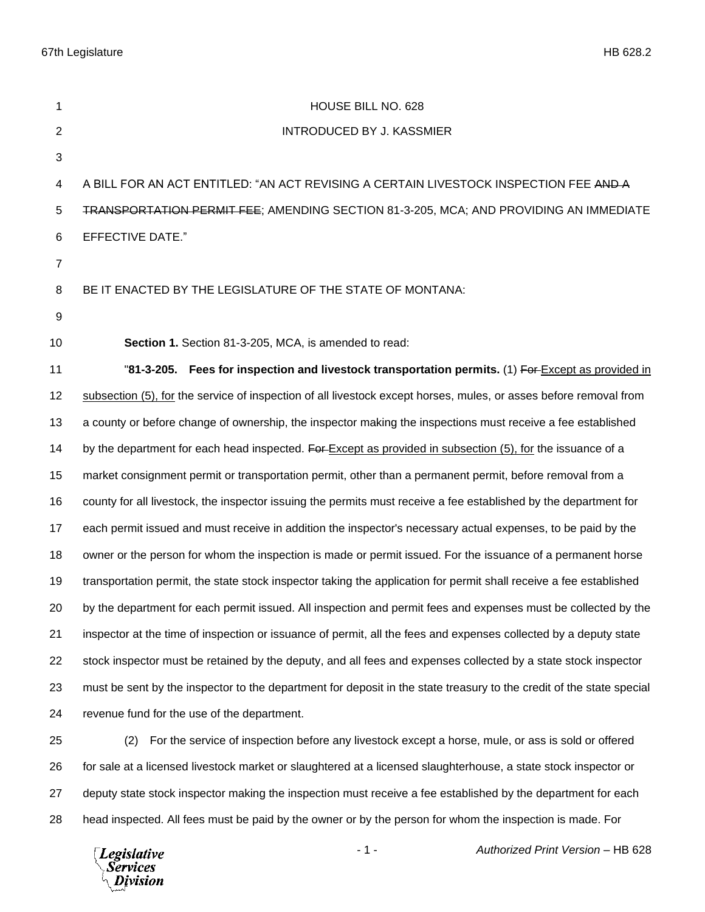HOUSE BILL NO. 628

INTRODUCED BY J. KASSMIER

A BILL FOR AN ACT ENTITLED: "AN ACT REVISING A CERTAIN LIVESTOCK INSPECTION FEE ~~AND A TRANSPORTATION PERMIT FEE~~; AMENDING SECTION 81-3-205, MCA; AND PROVIDING AN IMMEDIATE EFFECTIVE DATE."

BE IT ENACTED BY THE LEGISLATURE OF THE STATE OF MONTANA:

**Section 1.** Section 81-3-205, MCA, is amended to read:

"**81-3-205. Fees for inspection and livestock transportation permits.** (1) ~~For~~ <u>Except as provided in subsection (5), for</u> the service of inspection of all livestock except horses, mules, or asses before removal from a county or before change of ownership, the inspector making the inspections must receive a fee established by the department for each head inspected. ~~For~~ <u>Except as provided in subsection (5), for</u> the issuance of a market consignment permit or transportation permit, other than a permanent permit, before removal from a county for all livestock, the inspector issuing the permits must receive a fee established by the department for each permit issued and must receive in addition the inspector's necessary actual expenses, to be paid by the owner or the person for whom the inspection is made or permit issued. For the issuance of a permanent horse transportation permit, the state stock inspector taking the application for permit shall receive a fee established by the department for each permit issued. All inspection and permit fees and expenses must be collected by the inspector at the time of inspection or issuance of permit, all the fees and expenses collected by a deputy state stock inspector must be retained by the deputy, and all fees and expenses collected by a state stock inspector must be sent by the inspector to the department for deposit in the state treasury to the credit of the state special revenue fund for the use of the department.

(2) For the service of inspection before any livestock except a horse, mule, or ass is sold or offered for sale at a licensed livestock market or slaughtered at a licensed slaughterhouse, a state stock inspector or deputy state stock inspector making the inspection must receive a fee established by the department for each head inspected. All fees must be paid by the owner or by the person for whom the inspection is made. For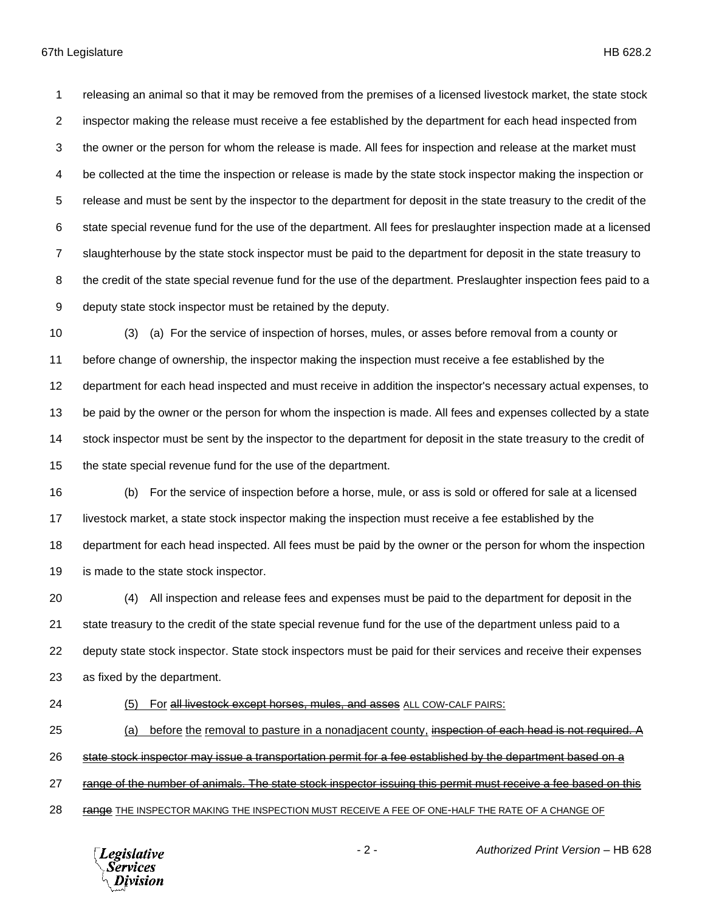releasing an animal so that it may be removed from the premises of a licensed livestock market, the state stock inspector making the release must receive a fee established by the department for each head inspected from the owner or the person for whom the release is made. All fees for inspection and release at the market must be collected at the time the inspection or release is made by the state stock inspector making the inspection or release and must be sent by the inspector to the department for deposit in the state treasury to the credit of the state special revenue fund for the use of the department. All fees for preslaughter inspection made at a licensed slaughterhouse by the state stock inspector must be paid to the department for deposit in the state treasury to the credit of the state special revenue fund for the use of the department. Preslaughter inspection fees paid to a deputy state stock inspector must be retained by the deputy.

(3) (a) For the service of inspection of horses, mules, or asses before removal from a county or before change of ownership, the inspector making the inspection must receive a fee established by the department for each head inspected and must receive in addition the inspector's necessary actual expenses, to be paid by the owner or the person for whom the inspection is made. All fees and expenses collected by a state stock inspector must be sent by the inspector to the department for deposit in the state treasury to the credit of the state special revenue fund for the use of the department.

(b) For the service of inspection before a horse, mule, or ass is sold or offered for sale at a licensed livestock market, a state stock inspector making the inspection must receive a fee established by the department for each head inspected. All fees must be paid by the owner or the person for whom the inspection is made to the state stock inspector.

(4) All inspection and release fees and expenses must be paid to the department for deposit in the state treasury to the credit of the state special revenue fund for the use of the department unless paid to a deputy state stock inspector. State stock inspectors must be paid for their services and receive their expenses as fixed by the department.

(5) For ~~all livestock except horses, mules, and asses~~ ALL COW-CALF PAIRS:

(a) before the removal to pasture in a nonadjacent county, ~~inspection of each head is not required. A state stock inspector may issue a transportation permit for a fee established by the department based on a range of the number of animals. The state stock inspector issuing this permit must receive a fee based on this range~~ THE INSPECTOR MAKING THE INSPECTION MUST RECEIVE A FEE OF ONE-HALF THE RATE OF A CHANGE OF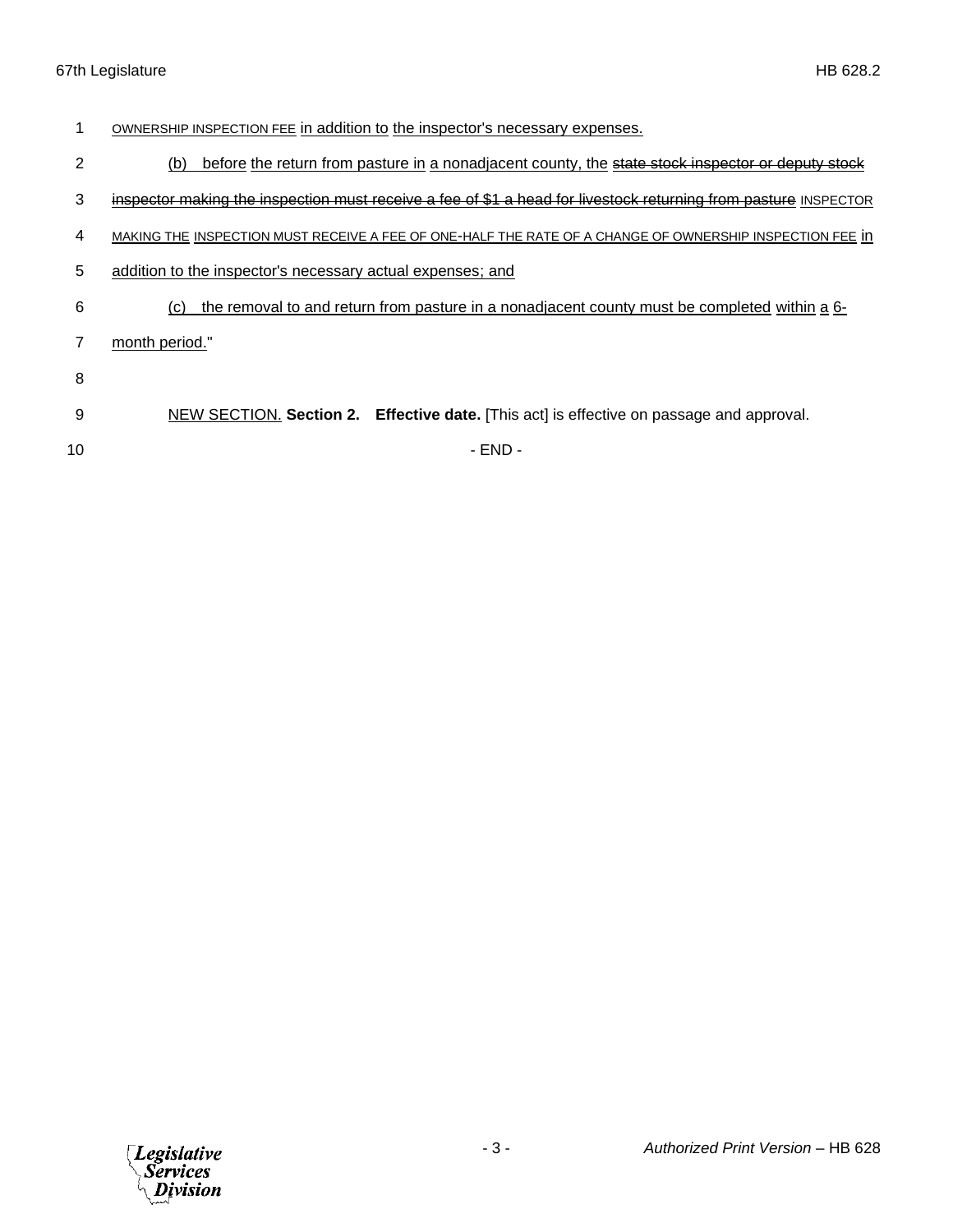OWNERSHIP INSPECTION FEE in addition to the inspector's necessary expenses.

(b) before the return from pasture in a nonadjacent county, the ~~state stock inspector or deputy stock inspector making the inspection must receive a fee of $1 a head for livestock returning from pasture~~ INSPECTOR MAKING THE INSPECTION MUST RECEIVE A FEE OF ONE-HALF THE RATE OF A CHANGE OF OWNERSHIP INSPECTION FEE in addition to the inspector's necessary actual expenses; and

(c) the removal to and return from pasture in a nonadjacent county must be completed within a 6-month period."

NEW SECTION. **Section 2. Effective date.** [This act] is effective on passage and approval.

\- END -